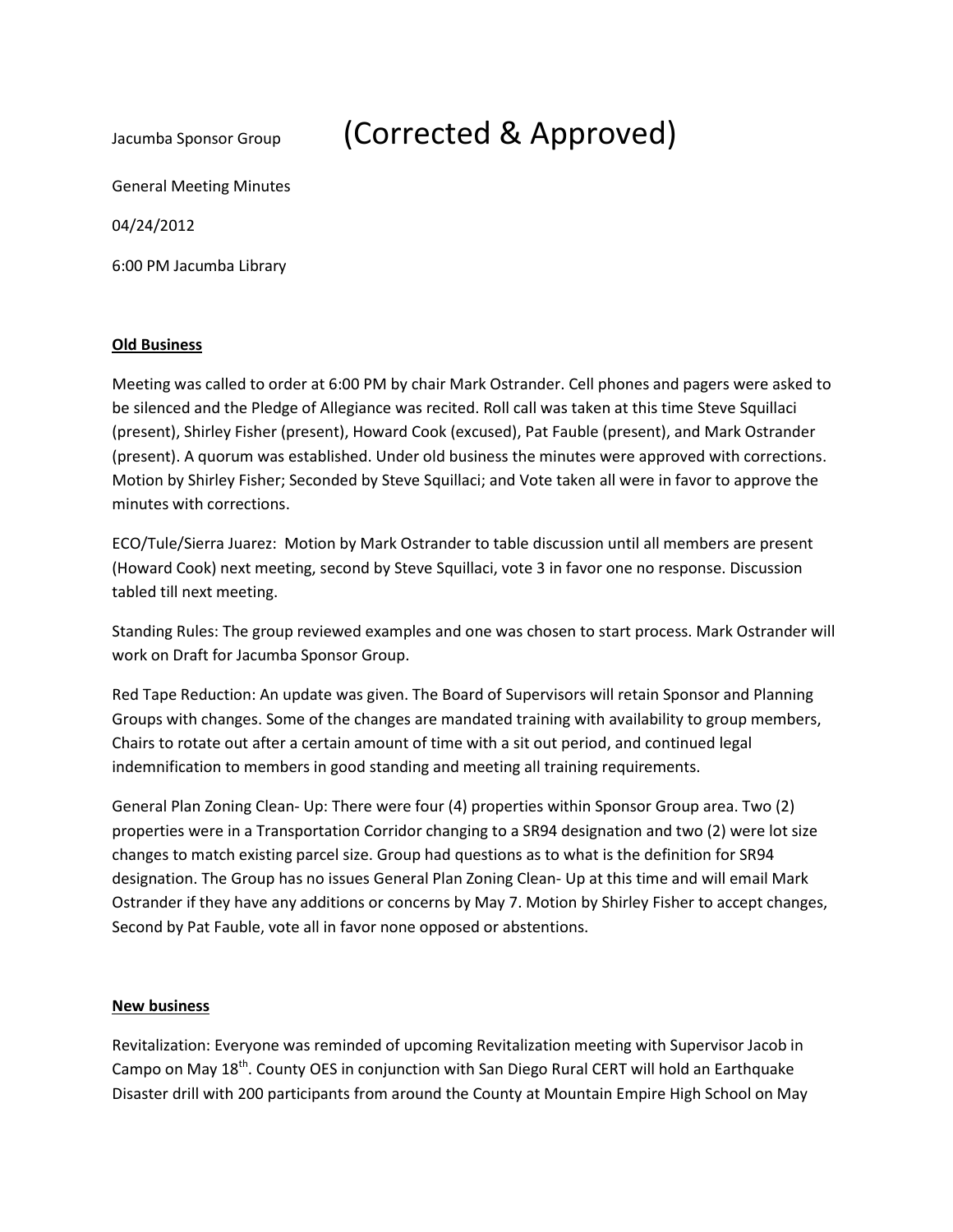Jacumba Sponsor Group

# (Corrected & Approved)

General Meeting Minutes

04/24/2012

6:00 PM Jacumba Library

**Old Business**

Meeting was called to order at 6:00 PM by chair Mark Ostrander. Cell phones and pagers were asked to be silenced and the Pledge of Allegiance was recited. Roll call was taken at this time Steve Squillaci (present), Shirley Fisher (present), Howard Cook (excused), Pat Fauble (present), and Mark Ostrander (present). A quorum was established. Under old business the minutes were approved with corrections. Motion by Shirley Fisher; Seconded by Steve Squillaci; and Vote taken all were in favor to approve the minutes with corrections.

ECO/Tule/Sierra Juarez: Motion by Mark Ostrander to table discussion until all members are present (Howard Cook) next meeting, second by Steve Squillaci, vote 3 in favor one no response. Discussion tabled till next meeting.

Standing Rules: The group reviewed examples and one was chosen to start process. Mark Ostrander will work on Draft for Jacumba Sponsor Group.

Red Tape Reduction: An update was given. The Board of Supervisors will retain Sponsor and Planning Groups with changes. Some of the changes are mandated training with availability to group members, Chairs to rotate out after a certain amount of time with a sit out period, and continued legal indemnification to members in good standing and meeting all training requirements.

General Plan Zoning Clean- Up: There were four (4) properties within Sponsor Group area. Two (2) properties were in a Transportation Corridor changing to a SR94 designation and two (2) were lot size changes to match existing parcel size. Group had questions as to what is the definition for SR94 designation. The Group has no issues General Plan Zoning Clean- Up at this time and will email Mark Ostrander if they have any additions or concerns by May 7. Motion by Shirley Fisher to accept changes, Second by Pat Fauble, vote all in favor none opposed or abstentions.

**New business**

Revitalization: Everyone was reminded of upcoming Revitalization meeting with Supervisor Jacob in Campo on May 18th. County OES in conjunction with San Diego Rural CERT will hold an Earthquake Disaster drill with 200 participants from around the County at Mountain Empire High School on May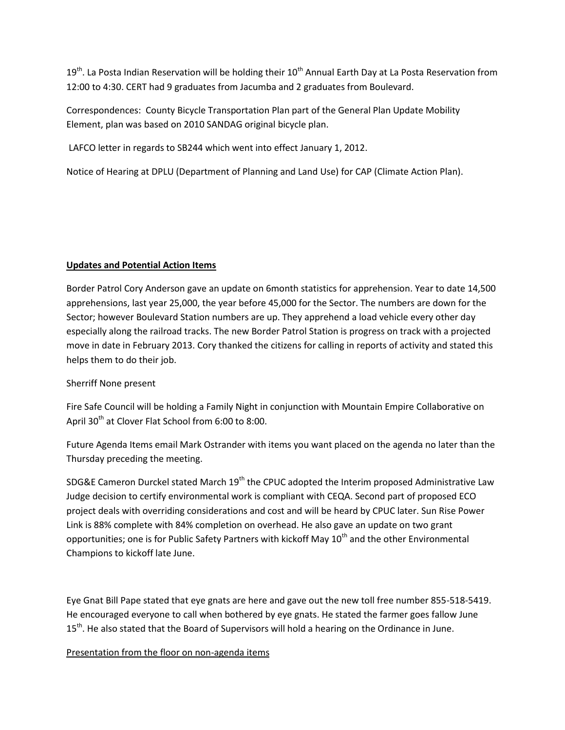19th. La Posta Indian Reservation will be holding their 10th Annual Earth Day at La Posta Reservation from 12:00 to 4:30. CERT had 9 graduates from Jacumba and 2 graduates from Boulevard.

Correspondences: County Bicycle Transportation Plan part of the General Plan Update Mobility Element, plan was based on 2010 SANDAG original bicycle plan.

LAFCO letter in regards to SB244 which went into effect January 1, 2012.

Notice of Hearing at DPLU (Department of Planning and Land Use) for CAP (Climate Action Plan).

**Updates and Potential Action Items**

Border Patrol Cory Anderson gave an update on 6month statistics for apprehension. Year to date 14,500 apprehensions, last year 25,000, the year before 45,000 for the Sector. The numbers are down for the Sector; however Boulevard Station numbers are up. They apprehend a load vehicle every other day especially along the railroad tracks. The new Border Patrol Station is progress on track with a projected move in date in February 2013. Cory thanked the citizens for calling in reports of activity and stated this helps them to do their job.

Sherriff None present

Fire Safe Council will be holding a Family Night in conjunction with Mountain Empire Collaborative on April 30th at Clover Flat School from 6:00 to 8:00.

Future Agenda Items email Mark Ostrander with items you want placed on the agenda no later than the Thursday preceding the meeting.

SDG&E Cameron Durckel stated March 19th the CPUC adopted the Interim proposed Administrative Law Judge decision to certify environmental work is compliant with CEQA. Second part of proposed ECO project deals with overriding considerations and cost and will be heard by CPUC later. Sun Rise Power Link is 88% complete with 84% completion on overhead. He also gave an update on two grant opportunities; one is for Public Safety Partners with kickoff May 10th and the other Environmental Champions to kickoff late June.

Eye Gnat Bill Pape stated that eye gnats are here and gave out the new toll free number 855-518-5419. He encouraged everyone to call when bothered by eye gnats. He stated the farmer goes fallow June 15th. He also stated that the Board of Supervisors will hold a hearing on the Ordinance in June.

Presentation from the floor on non-agenda items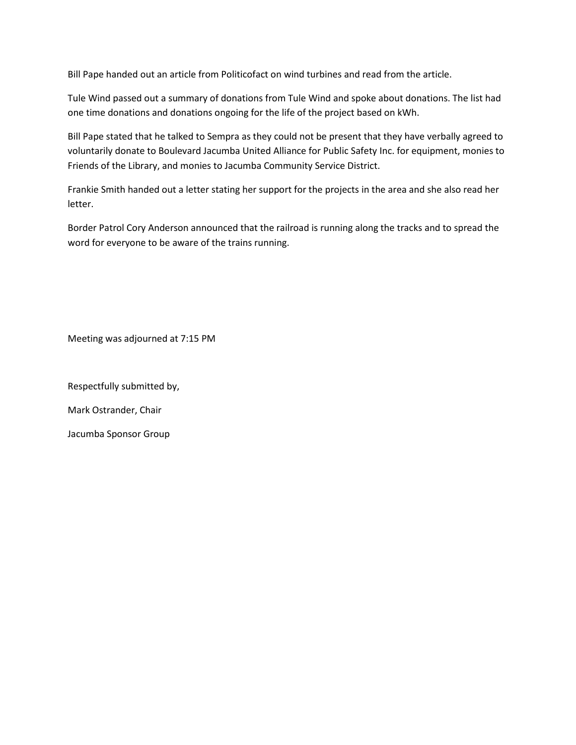Bill Pape handed out an article from Politicofact on wind turbines and read from the article.

Tule Wind passed out a summary of donations from Tule Wind and spoke about donations. The list had one time donations and donations ongoing for the life of the project based on kWh.

Bill Pape stated that he talked to Sempra as they could not be present that they have verbally agreed to voluntarily donate to Boulevard Jacumba United Alliance for Public Safety Inc. for equipment, monies to Friends of the Library, and monies to Jacumba Community Service District.

Frankie Smith handed out a letter stating her support for the projects in the area and she also read her letter.

Border Patrol Cory Anderson announced that the railroad is running along the tracks and to spread the word for everyone to be aware of the trains running.

Meeting was adjourned at 7:15 PM

Respectfully submitted by,

Mark Ostrander, Chair

Jacumba Sponsor Group